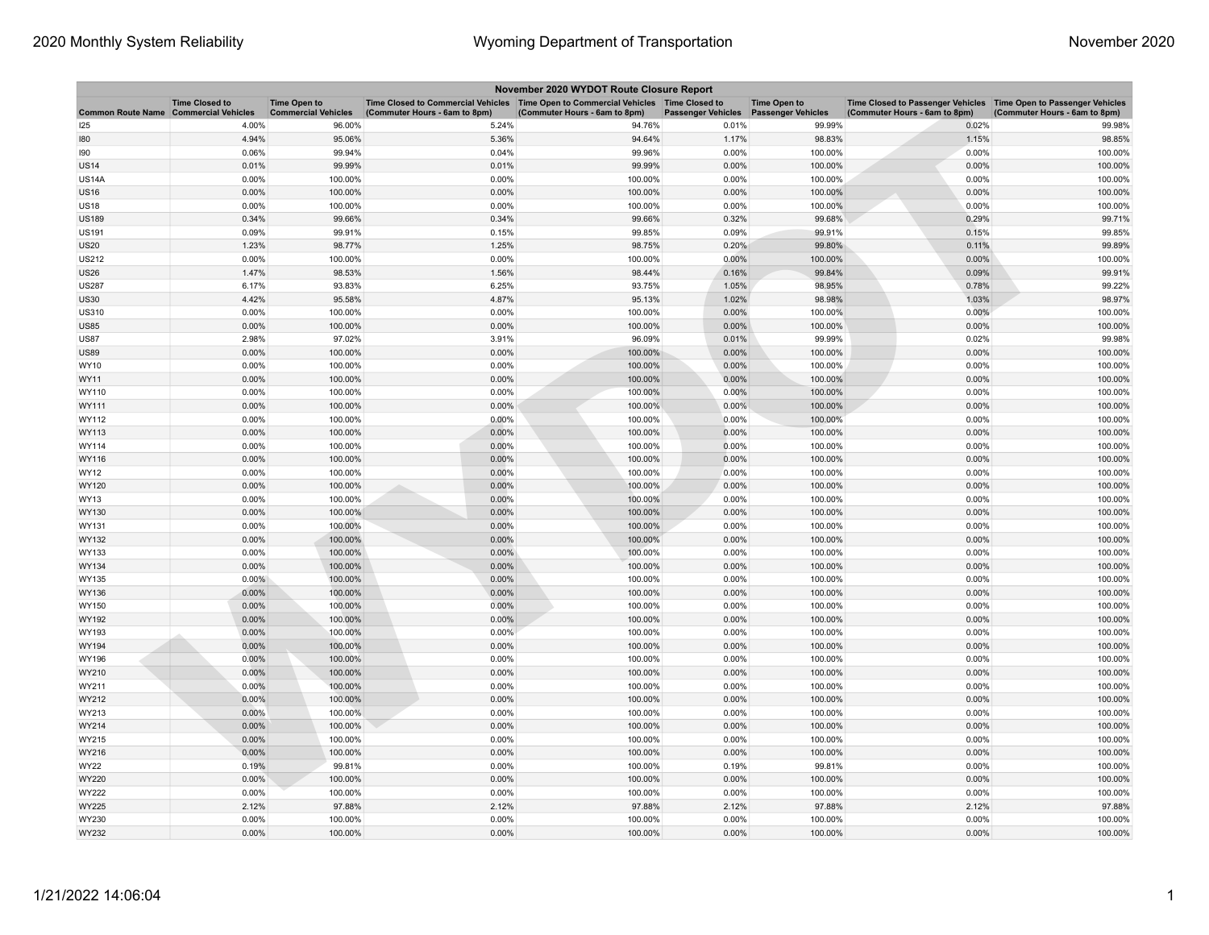| November 2020 WYDOT Route Closure Report | | | | | | | | |
|---|---|---|---|---|---|---|---|---|
| Common Route Name | Time Closed to Commercial Vehicles | Time Open to Commercial Vehicles | Time Closed to Commercial Vehicles (Commuter Hours - 6am to 8pm) | Time Open to Commercial Vehicles (Commuter Hours - 6am to 8pm) | Time Closed to Passenger Vehicles | Time Open to Passenger Vehicles | Time Closed to Passenger Vehicles (Commuter Hours - 6am to 8pm) | Time Open to Passenger Vehicles (Commuter Hours - 6am to 8pm) |
| I25 | 4.00% | 96.00% | 5.24% | 94.76% | 0.01% | 99.99% | 0.02% | 99.98% |
| I80 | 4.94% | 95.06% | 5.36% | 94.64% | 1.17% | 98.83% | 1.15% | 98.85% |
| I90 | 0.06% | 99.94% | 0.04% | 99.96% | 0.00% | 100.00% | 0.00% | 100.00% |
| US14 | 0.01% | 99.99% | 0.01% | 99.99% | 0.00% | 100.00% | 0.00% | 100.00% |
| US14A | 0.00% | 100.00% | 0.00% | 100.00% | 0.00% | 100.00% | 0.00% | 100.00% |
| US16 | 0.00% | 100.00% | 0.00% | 100.00% | 0.00% | 100.00% | 0.00% | 100.00% |
| US18 | 0.00% | 100.00% | 0.00% | 100.00% | 0.00% | 100.00% | 0.00% | 100.00% |
| US189 | 0.34% | 99.66% | 0.34% | 99.66% | 0.32% | 99.68% | 0.29% | 99.71% |
| US191 | 0.09% | 99.91% | 0.15% | 99.85% | 0.09% | 99.91% | 0.15% | 99.85% |
| US20 | 1.23% | 98.77% | 1.25% | 98.75% | 0.20% | 99.80% | 0.11% | 99.89% |
| US212 | 0.00% | 100.00% | 0.00% | 100.00% | 0.00% | 100.00% | 0.00% | 100.00% |
| US26 | 1.47% | 98.53% | 1.56% | 98.44% | 0.16% | 99.84% | 0.09% | 99.91% |
| US287 | 6.17% | 93.83% | 6.25% | 93.75% | 1.05% | 98.95% | 0.78% | 99.22% |
| US30 | 4.42% | 95.58% | 4.87% | 95.13% | 1.02% | 98.98% | 1.03% | 98.97% |
| US310 | 0.00% | 100.00% | 0.00% | 100.00% | 0.00% | 100.00% | 0.00% | 100.00% |
| US85 | 0.00% | 100.00% | 0.00% | 100.00% | 0.00% | 100.00% | 0.00% | 100.00% |
| US87 | 2.98% | 97.02% | 3.91% | 96.09% | 0.01% | 99.99% | 0.02% | 99.98% |
| US89 | 0.00% | 100.00% | 0.00% | 100.00% | 0.00% | 100.00% | 0.00% | 100.00% |
| WY10 | 0.00% | 100.00% | 0.00% | 100.00% | 0.00% | 100.00% | 0.00% | 100.00% |
| WY11 | 0.00% | 100.00% | 0.00% | 100.00% | 0.00% | 100.00% | 0.00% | 100.00% |
| WY110 | 0.00% | 100.00% | 0.00% | 100.00% | 0.00% | 100.00% | 0.00% | 100.00% |
| WY111 | 0.00% | 100.00% | 0.00% | 100.00% | 0.00% | 100.00% | 0.00% | 100.00% |
| WY112 | 0.00% | 100.00% | 0.00% | 100.00% | 0.00% | 100.00% | 0.00% | 100.00% |
| WY113 | 0.00% | 100.00% | 0.00% | 100.00% | 0.00% | 100.00% | 0.00% | 100.00% |
| WY114 | 0.00% | 100.00% | 0.00% | 100.00% | 0.00% | 100.00% | 0.00% | 100.00% |
| WY116 | 0.00% | 100.00% | 0.00% | 100.00% | 0.00% | 100.00% | 0.00% | 100.00% |
| WY12 | 0.00% | 100.00% | 0.00% | 100.00% | 0.00% | 100.00% | 0.00% | 100.00% |
| WY120 | 0.00% | 100.00% | 0.00% | 100.00% | 0.00% | 100.00% | 0.00% | 100.00% |
| WY13 | 0.00% | 100.00% | 0.00% | 100.00% | 0.00% | 100.00% | 0.00% | 100.00% |
| WY130 | 0.00% | 100.00% | 0.00% | 100.00% | 0.00% | 100.00% | 0.00% | 100.00% |
| WY131 | 0.00% | 100.00% | 0.00% | 100.00% | 0.00% | 100.00% | 0.00% | 100.00% |
| WY132 | 0.00% | 100.00% | 0.00% | 100.00% | 0.00% | 100.00% | 0.00% | 100.00% |
| WY133 | 0.00% | 100.00% | 0.00% | 100.00% | 0.00% | 100.00% | 0.00% | 100.00% |
| WY134 | 0.00% | 100.00% | 0.00% | 100.00% | 0.00% | 100.00% | 0.00% | 100.00% |
| WY135 | 0.00% | 100.00% | 0.00% | 100.00% | 0.00% | 100.00% | 0.00% | 100.00% |
| WY136 | 0.00% | 100.00% | 0.00% | 100.00% | 0.00% | 100.00% | 0.00% | 100.00% |
| WY150 | 0.00% | 100.00% | 0.00% | 100.00% | 0.00% | 100.00% | 0.00% | 100.00% |
| WY192 | 0.00% | 100.00% | 0.00% | 100.00% | 0.00% | 100.00% | 0.00% | 100.00% |
| WY193 | 0.00% | 100.00% | 0.00% | 100.00% | 0.00% | 100.00% | 0.00% | 100.00% |
| WY194 | 0.00% | 100.00% | 0.00% | 100.00% | 0.00% | 100.00% | 0.00% | 100.00% |
| WY196 | 0.00% | 100.00% | 0.00% | 100.00% | 0.00% | 100.00% | 0.00% | 100.00% |
| WY210 | 0.00% | 100.00% | 0.00% | 100.00% | 0.00% | 100.00% | 0.00% | 100.00% |
| WY211 | 0.00% | 100.00% | 0.00% | 100.00% | 0.00% | 100.00% | 0.00% | 100.00% |
| WY212 | 0.00% | 100.00% | 0.00% | 100.00% | 0.00% | 100.00% | 0.00% | 100.00% |
| WY213 | 0.00% | 100.00% | 0.00% | 100.00% | 0.00% | 100.00% | 0.00% | 100.00% |
| WY214 | 0.00% | 100.00% | 0.00% | 100.00% | 0.00% | 100.00% | 0.00% | 100.00% |
| WY215 | 0.00% | 100.00% | 0.00% | 100.00% | 0.00% | 100.00% | 0.00% | 100.00% |
| WY216 | 0.00% | 100.00% | 0.00% | 100.00% | 0.00% | 100.00% | 0.00% | 100.00% |
| WY22 | 0.19% | 99.81% | 0.00% | 100.00% | 0.19% | 99.81% | 0.00% | 100.00% |
| WY220 | 0.00% | 100.00% | 0.00% | 100.00% | 0.00% | 100.00% | 0.00% | 100.00% |
| WY222 | 0.00% | 100.00% | 0.00% | 100.00% | 0.00% | 100.00% | 0.00% | 100.00% |
| WY225 | 2.12% | 97.88% | 2.12% | 97.88% | 2.12% | 97.88% | 2.12% | 97.88% |
| WY230 | 0.00% | 100.00% | 0.00% | 100.00% | 0.00% | 100.00% | 0.00% | 100.00% |
| WY232 | 0.00% | 100.00% | 0.00% | 100.00% | 0.00% | 100.00% | 0.00% | 100.00% |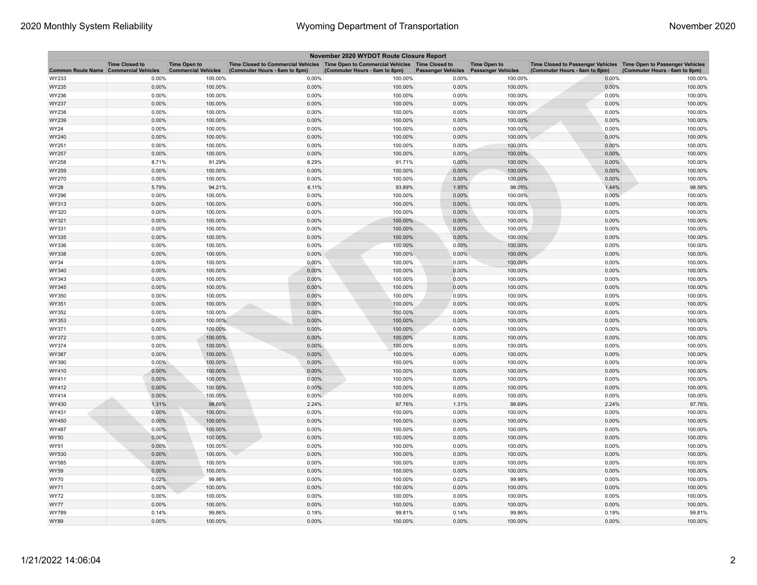| November 2020 WYDOT Route Closure Report | | | | | | | | |
|---|---|---|---|---|---|---|---|---|
| Common Route Name | Time Closed to Commercial Vehicles | Time Open to Commercial Vehicles | Time Closed to Commercial Vehicles (Commuter Hours - 6am to 8pm) | Time Open to Commercial Vehicles (Commuter Hours - 6am to 8pm) | Time Closed to Passenger Vehicles | Time Open to Passenger Vehicles | Time Closed to Passenger Vehicles (Commuter Hours - 6am to 8pm) | Time Open to Passenger Vehicles (Commuter Hours - 6am to 8pm) |
| WY233 | 0.00% | 100.00% | 0.00% | 100.00% | 0.00% | 100.00% | 0.00% | 100.00% |
| WY235 | 0.00% | 100.00% | 0.00% | 100.00% | 0.00% | 100.00% | 0.00% | 100.00% |
| WY236 | 0.00% | 100.00% | 0.00% | 100.00% | 0.00% | 100.00% | 0.00% | 100.00% |
| WY237 | 0.00% | 100.00% | 0.00% | 100.00% | 0.00% | 100.00% | 0.00% | 100.00% |
| WY238 | 0.00% | 100.00% | 0.00% | 100.00% | 0.00% | 100.00% | 0.00% | 100.00% |
| WY239 | 0.00% | 100.00% | 0.00% | 100.00% | 0.00% | 100.00% | 0.00% | 100.00% |
| WY24 | 0.00% | 100.00% | 0.00% | 100.00% | 0.00% | 100.00% | 0.00% | 100.00% |
| WY240 | 0.00% | 100.00% | 0.00% | 100.00% | 0.00% | 100.00% | 0.00% | 100.00% |
| WY251 | 0.00% | 100.00% | 0.00% | 100.00% | 0.00% | 100.00% | 0.00% | 100.00% |
| WY257 | 0.00% | 100.00% | 0.00% | 100.00% | 0.00% | 100.00% | 0.00% | 100.00% |
| WY258 | 8.71% | 91.29% | 8.29% | 91.71% | 0.00% | 100.00% | 0.00% | 100.00% |
| WY259 | 0.00% | 100.00% | 0.00% | 100.00% | 0.00% | 100.00% | 0.00% | 100.00% |
| WY270 | 0.00% | 100.00% | 0.00% | 100.00% | 0.00% | 100.00% | 0.00% | 100.00% |
| WY28 | 5.79% | 94.21% | 6.11% | 93.89% | 1.95% | 98.05% | 1.44% | 98.56% |
| WY296 | 0.00% | 100.00% | 0.00% | 100.00% | 0.00% | 100.00% | 0.00% | 100.00% |
| WY313 | 0.00% | 100.00% | 0.00% | 100.00% | 0.00% | 100.00% | 0.00% | 100.00% |
| WY320 | 0.00% | 100.00% | 0.00% | 100.00% | 0.00% | 100.00% | 0.00% | 100.00% |
| WY321 | 0.00% | 100.00% | 0.00% | 100.00% | 0.00% | 100.00% | 0.00% | 100.00% |
| WY331 | 0.00% | 100.00% | 0.00% | 100.00% | 0.00% | 100.00% | 0.00% | 100.00% |
| WY335 | 0.00% | 100.00% | 0.00% | 100.00% | 0.00% | 100.00% | 0.00% | 100.00% |
| WY336 | 0.00% | 100.00% | 0.00% | 100.00% | 0.00% | 100.00% | 0.00% | 100.00% |
| WY338 | 0.00% | 100.00% | 0.00% | 100.00% | 0.00% | 100.00% | 0.00% | 100.00% |
| WY34 | 0.00% | 100.00% | 0.00% | 100.00% | 0.00% | 100.00% | 0.00% | 100.00% |
| WY340 | 0.00% | 100.00% | 0.00% | 100.00% | 0.00% | 100.00% | 0.00% | 100.00% |
| WY343 | 0.00% | 100.00% | 0.00% | 100.00% | 0.00% | 100.00% | 0.00% | 100.00% |
| WY345 | 0.00% | 100.00% | 0.00% | 100.00% | 0.00% | 100.00% | 0.00% | 100.00% |
| WY350 | 0.00% | 100.00% | 0.00% | 100.00% | 0.00% | 100.00% | 0.00% | 100.00% |
| WY351 | 0.00% | 100.00% | 0.00% | 100.00% | 0.00% | 100.00% | 0.00% | 100.00% |
| WY352 | 0.00% | 100.00% | 0.00% | 100.00% | 0.00% | 100.00% | 0.00% | 100.00% |
| WY353 | 0.00% | 100.00% | 0.00% | 100.00% | 0.00% | 100.00% | 0.00% | 100.00% |
| WY371 | 0.00% | 100.00% | 0.00% | 100.00% | 0.00% | 100.00% | 0.00% | 100.00% |
| WY372 | 0.00% | 100.00% | 0.00% | 100.00% | 0.00% | 100.00% | 0.00% | 100.00% |
| WY374 | 0.00% | 100.00% | 0.00% | 100.00% | 0.00% | 100.00% | 0.00% | 100.00% |
| WY387 | 0.00% | 100.00% | 0.00% | 100.00% | 0.00% | 100.00% | 0.00% | 100.00% |
| WY390 | 0.00% | 100.00% | 0.00% | 100.00% | 0.00% | 100.00% | 0.00% | 100.00% |
| WY410 | 0.00% | 100.00% | 0.00% | 100.00% | 0.00% | 100.00% | 0.00% | 100.00% |
| WY411 | 0.00% | 100.00% | 0.00% | 100.00% | 0.00% | 100.00% | 0.00% | 100.00% |
| WY412 | 0.00% | 100.00% | 0.00% | 100.00% | 0.00% | 100.00% | 0.00% | 100.00% |
| WY414 | 0.00% | 100.00% | 0.00% | 100.00% | 0.00% | 100.00% | 0.00% | 100.00% |
| WY430 | 1.31% | 98.69% | 2.24% | 97.76% | 1.31% | 98.69% | 2.24% | 97.76% |
| WY431 | 0.00% | 100.00% | 0.00% | 100.00% | 0.00% | 100.00% | 0.00% | 100.00% |
| WY450 | 0.00% | 100.00% | 0.00% | 100.00% | 0.00% | 100.00% | 0.00% | 100.00% |
| WY487 | 0.00% | 100.00% | 0.00% | 100.00% | 0.00% | 100.00% | 0.00% | 100.00% |
| WY50 | 0.00% | 100.00% | 0.00% | 100.00% | 0.00% | 100.00% | 0.00% | 100.00% |
| WY51 | 0.00% | 100.00% | 0.00% | 100.00% | 0.00% | 100.00% | 0.00% | 100.00% |
| WY530 | 0.00% | 100.00% | 0.00% | 100.00% | 0.00% | 100.00% | 0.00% | 100.00% |
| WY585 | 0.00% | 100.00% | 0.00% | 100.00% | 0.00% | 100.00% | 0.00% | 100.00% |
| WY59 | 0.00% | 100.00% | 0.00% | 100.00% | 0.00% | 100.00% | 0.00% | 100.00% |
| WY70 | 0.02% | 99.98% | 0.00% | 100.00% | 0.02% | 99.98% | 0.00% | 100.00% |
| WY71 | 0.00% | 100.00% | 0.00% | 100.00% | 0.00% | 100.00% | 0.00% | 100.00% |
| WY72 | 0.00% | 100.00% | 0.00% | 100.00% | 0.00% | 100.00% | 0.00% | 100.00% |
| WY77 | 0.00% | 100.00% | 0.00% | 100.00% | 0.00% | 100.00% | 0.00% | 100.00% |
| WY789 | 0.14% | 99.86% | 0.19% | 99.81% | 0.14% | 99.86% | 0.19% | 99.81% |
| WY89 | 0.00% | 100.00% | 0.00% | 100.00% | 0.00% | 100.00% | 0.00% | 100.00% |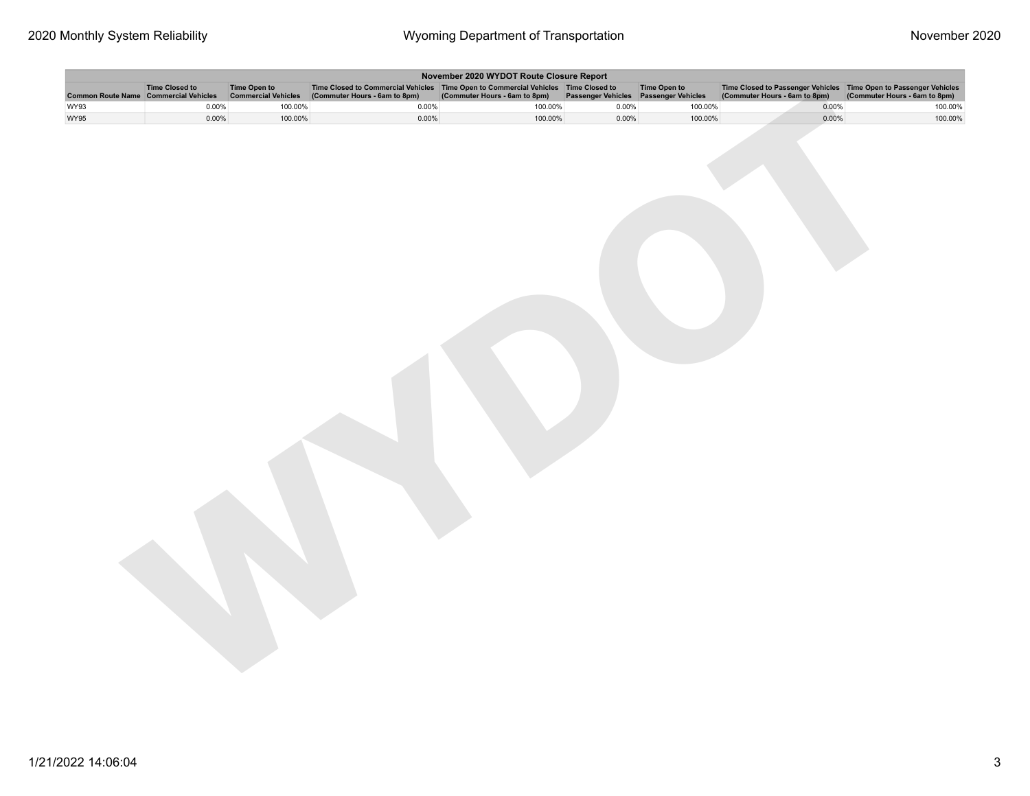| November 2020 WYDOT Route Closure Report | | | | | | | | |
|---|---|---|---|---|---|---|---|---|
| Common Route Name | Time Closed to Commercial Vehicles | Time Open to Commercial Vehicles | Time Closed to Commercial Vehicles (Commuter Hours - 6am to 8pm) | Time Open to Commercial Vehicles (Commuter Hours - 6am to 8pm) | Time Closed to Passenger Vehicles | Time Open to Passenger Vehicles | Time Closed to Passenger Vehicles (Commuter Hours - 6am to 8pm) | Time Open to Passenger Vehicles (Commuter Hours - 6am to 8pm) |
| WY93 | 0.00% | 100.00% | 0.00% | 100.00% | 0.00% | 100.00% | 0.00% | 100.00% |
| WY95 | 0.00% | 100.00% | 0.00% | 100.00% | 0.00% | 100.00% | 0.00% | 100.00% |